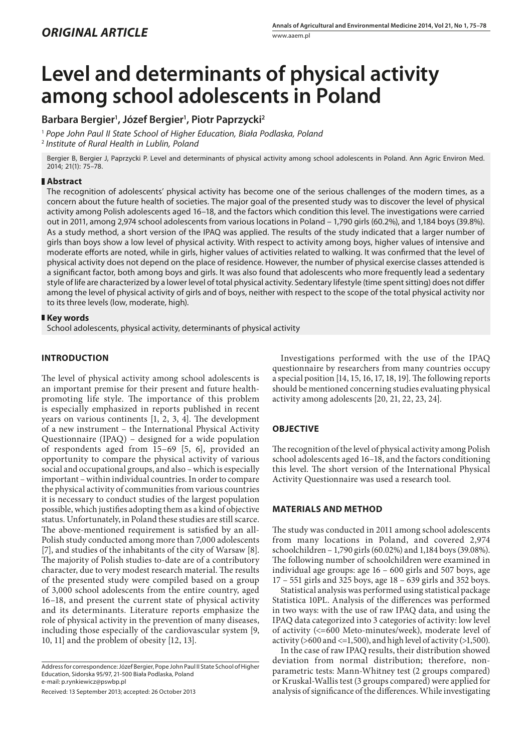*ORIGINAL ARTICLE*

# Level and determinants of physical activity among school adolescents in Poland

**Barbara Bergier[1], Józef Bergier[1], Piotr Paprzycki[2]**

[1] *Pope John Paul II State School of Higher Education, Biała Podlaska, Poland*
[2] *Institute of Rural Health in Lublin, Poland*

Bergier B, Bergier J, Paprzycki P. Level and determinants of physical activity among school adolescents in Poland. Ann Agric Environ Med. 2014; 21(1): 75–78.

## Abstract

The recognition of adolescents' physical activity has become one of the serious challenges of the modern times, as a concern about the future health of societies. The major goal of the presented study was to discover the level of physical activity among Polish adolescents aged 16–18, and the factors which condition this level. The investigations were carried out in 2011, among 2,974 school adolescents from various locations in Poland – 1,790 girls (60.2%), and 1,184 boys (39.8%). As a study method, a short version of the IPAQ was applied. The results of the study indicated that a larger number of girls than boys show a low level of physical activity. With respect to activity among boys, higher values of intensive and moderate efforts are noted, while in girls, higher values of activities related to walking. It was confirmed that the level of physical activity does not depend on the place of residence. However, the number of physical exercise classes attended is a significant factor, both among boys and girls. It was also found that adolescents who more frequently lead a sedentary style of life are characterized by a lower level of total physical activity. Sedentary lifestyle (time spent sitting) does not differ among the level of physical activity of girls and of boys, neither with respect to the scope of the total physical activity nor to its three levels (low, moderate, high).

## Key words

School adolescents, physical activity, determinants of physical activity

## INTRODUCTION

The level of physical activity among school adolescents is an important premise for their present and future health-promoting life style. The importance of this problem is especially emphasized in reports published in recent years on various continents [1, 2, 3, 4]. The development of a new instrument – the International Physical Activity Questionnaire (IPAQ) – designed for a wide population of respondents aged from 15–69 [5, 6], provided an opportunity to compare the physical activity of various social and occupational groups, and also – which is especially important – within individual countries. In order to compare the physical activity of communities from various countries it is necessary to conduct studies of the largest population possible, which justifies adopting them as a kind of objective status. Unfortunately, in Poland these studies are still scarce. The above-mentioned requirement is satisfied by an all-Polish study conducted among more than 7,000 adolescents [7], and studies of the inhabitants of the city of Warsaw [8]. The majority of Polish studies to-date are of a contributory character, due to very modest research material. The results of the presented study were compiled based on a group of 3,000 school adolescents from the entire country, aged 16–18, and present the current state of physical activity and its determinants. Literature reports emphasize the role of physical activity in the prevention of many diseases, including those especially of the cardiovascular system [9, 10, 11] and the problem of obesity [12, 13].

Investigations performed with the use of the IPAQ questionnaire by researchers from many countries occupy a special position [14, 15, 16, 17, 18, 19]. The following reports should be mentioned concerning studies evaluating physical activity among adolescents [20, 21, 22, 23, 24].

## OBJECTIVE

The recognition of the level of physical activity among Polish school adolescents aged 16–18, and the factors conditioning this level. The short version of the International Physical Activity Questionnaire was used a research tool.

## MATERIALS AND METHOD

The study was conducted in 2011 among school adolescents from many locations in Poland, and covered 2,974 schoolchildren – 1,790 girls (60.02%) and 1,184 boys (39.08%). The following number of schoolchildren were examined in individual age groups: age 16 – 600 girls and 507 boys, age 17 – 551 girls and 325 boys, age 18 – 639 girls and 352 boys.

Statistical analysis was performed using statistical package Statistica 10PL. Analysis of the differences was performed in two ways: with the use of raw IPAQ data, and using the IPAQ data categorized into 3 categories of activity: low level of activity (<=600 Meto-minutes/week), moderate level of activity (>600 and <=1,500), and high level of activity (>1,500).

In the case of raw IPAQ results, their distribution showed deviation from normal distribution; therefore, non-parametric tests: Mann-Whitney test (2 groups compared) or Kruskal-Wallis test (3 groups compared) were applied for analysis of significance of the differences. While investigating

Address for correspondence: Józef Bergier, Pope John Paul II State School of Higher Education, Sidorska 95/97, 21-500 Biała Podlaska, Poland
e-mail: p.rynkiewicz@pswbp.pl

Received: 13 September 2013; accepted: 26 October 2013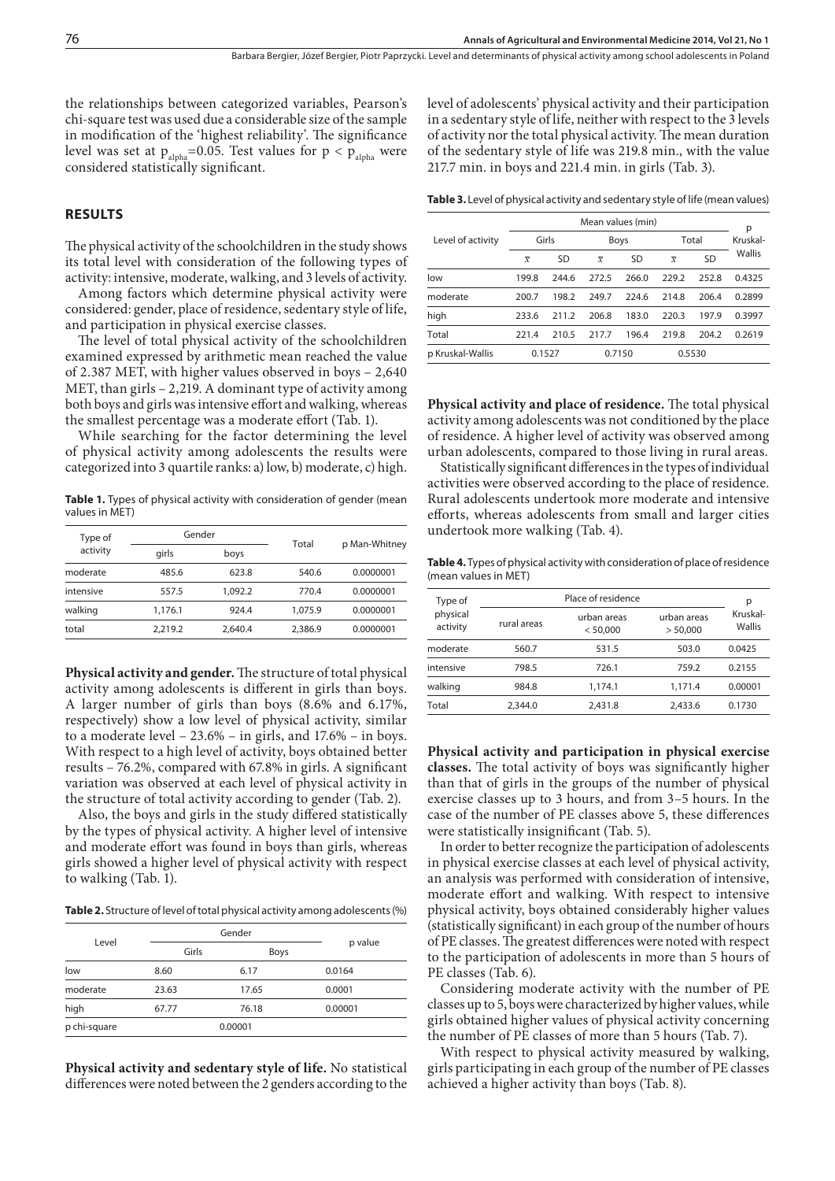the relationships between categorized variables, Pearson's chi-square test was used due a considerable size of the sample in modification of the 'highest reliability'. The significance level was set at $p_{alpha}$=0.05. Test values for $p < p_{alpha}$ were considered statistically significant.

## RESULTS

The physical activity of the schoolchildren in the study shows its total level with consideration of the following types of activity: intensive, moderate, walking, and 3 levels of activity.

Among factors which determine physical activity were considered: gender, place of residence, sedentary style of life, and participation in physical exercise classes.

The level of total physical activity of the schoolchildren examined expressed by arithmetic mean reached the value of 2.387 MET, with higher values observed in boys – 2,640 MET, than girls – 2,219. A dominant type of activity among both boys and girls was intensive effort and walking, whereas the smallest percentage was a moderate effort (Tab. 1).

While searching for the factor determining the level of physical activity among adolescents the results were categorized into 3 quartile ranks: a) low, b) moderate, c) high.

**Table 1.** Types of physical activity with consideration of gender (mean values in MET)

| Type of activity | Gender | | Total | p Man-Whitney |
|---|---|---|---|---|
| | girls | boys | | |
| moderate | 485.6 | 623.8 | 540.6 | 0.0000001 |
| intensive | 557.5 | 1,092.2 | 770.4 | 0.0000001 |
| walking | 1,176.1 | 924.4 | 1,075.9 | 0.0000001 |
| total | 2,219.2 | 2,640.4 | 2,386.9 | 0.0000001 |

**Physical activity and gender.** The structure of total physical activity among adolescents is different in girls than boys. A larger number of girls than boys (8.6% and 6.17%, respectively) show a low level of physical activity, similar to a moderate level – 23.6% – in girls, and 17.6% – in boys. With respect to a high level of activity, boys obtained better results – 76.2%, compared with 67.8% in girls. A significant variation was observed at each level of physical activity in the structure of total activity according to gender (Tab. 2).

Also, the boys and girls in the study differed statistically by the types of physical activity. A higher level of intensive and moderate effort was found in boys than girls, whereas girls showed a higher level of physical activity with respect to walking (Tab. 1).

**Table 2.** Structure of level of total physical activity among adolescents (%)

| Level | Gender | | p value |
|---|---|---|---|
| | Girls | Boys | |
| low | 8.60 | 6.17 | 0.0164 |
| moderate | 23.63 | 17.65 | 0.0001 |
| high | 67.77 | 76.18 | 0.00001 |
| p chi-square | 0.00001 | | |

**Physical activity and sedentary style of life.** No statistical differences were noted between the 2 genders according to the level of adolescents' physical activity and their participation in a sedentary style of life, neither with respect to the 3 levels of activity nor the total physical activity. The mean duration of the sedentary style of life was 219.8 min., with the value 217.7 min. in boys and 221.4 min. in girls (Tab. 3).

**Table 3.** Level of physical activity and sedentary style of life (mean values)

| Level of activity | Mean values (min) | | | | | | p Kruskal-Wallis |
|---|---|---|---|---|---|---|---|
| | Girls | | Boys | | Total | | |
| | $\bar{x}$ | SD | $\bar{x}$ | SD | $\bar{x}$ | SD | |
| low | 199.8 | 244.6 | 272.5 | 266.0 | 229.2 | 252.8 | 0.4325 |
| moderate | 200.7 | 198.2 | 249.7 | 224.6 | 214.8 | 206.4 | 0.2899 |
| high | 233.6 | 211.2 | 206.8 | 183.0 | 220.3 | 197.9 | 0.3997 |
| Total | 221.4 | 210.5 | 217.7 | 196.4 | 219.8 | 204.2 | 0.2619 |
| p Kruskal-Wallis | 0.1527 | | 0.7150 | | 0.5530 | | |

**Physical activity and place of residence.** The total physical activity among adolescents was not conditioned by the place of residence. A higher level of activity was observed among urban adolescents, compared to those living in rural areas.

Statistically significant differences in the types of individual activities were observed according to the place of residence. Rural adolescents undertook more moderate and intensive efforts, whereas adolescents from small and larger cities undertook more walking (Tab. 4).

**Table 4.** Types of physical activity with consideration of place of residence (mean values in MET)

| Type of physical activity | Place of residence | | | p Kruskal-Wallis |
|---|---|---|---|---|
| | rural areas | urban areas < 50,000 | urban areas > 50,000 | |
| moderate | 560.7 | 531.5 | 503.0 | 0.0425 |
| intensive | 798.5 | 726.1 | 759.2 | 0.2155 |
| walking | 984.8 | 1,174.1 | 1,171.4 | 0.00001 |
| Total | 2,344.0 | 2,431.8 | 2,433.6 | 0.1730 |

**Physical activity and participation in physical exercise classes.** The total activity of boys was significantly higher than that of girls in the groups of the number of physical exercise classes up to 3 hours, and from 3–5 hours. In the case of the number of PE classes above 5, these differences were statistically insignificant (Tab. 5).

In order to better recognize the participation of adolescents in physical exercise classes at each level of physical activity, an analysis was performed with consideration of intensive, moderate effort and walking. With respect to intensive physical activity, boys obtained considerably higher values (statistically significant) in each group of the number of hours of PE classes. The greatest differences were noted with respect to the participation of adolescents in more than 5 hours of PE classes (Tab. 6).

Considering moderate activity with the number of PE classes up to 5, boys were characterized by higher values, while girls obtained higher values of physical activity concerning the number of PE classes of more than 5 hours (Tab. 7).

With respect to physical activity measured by walking, girls participating in each group of the number of PE classes achieved a higher activity than boys (Tab. 8).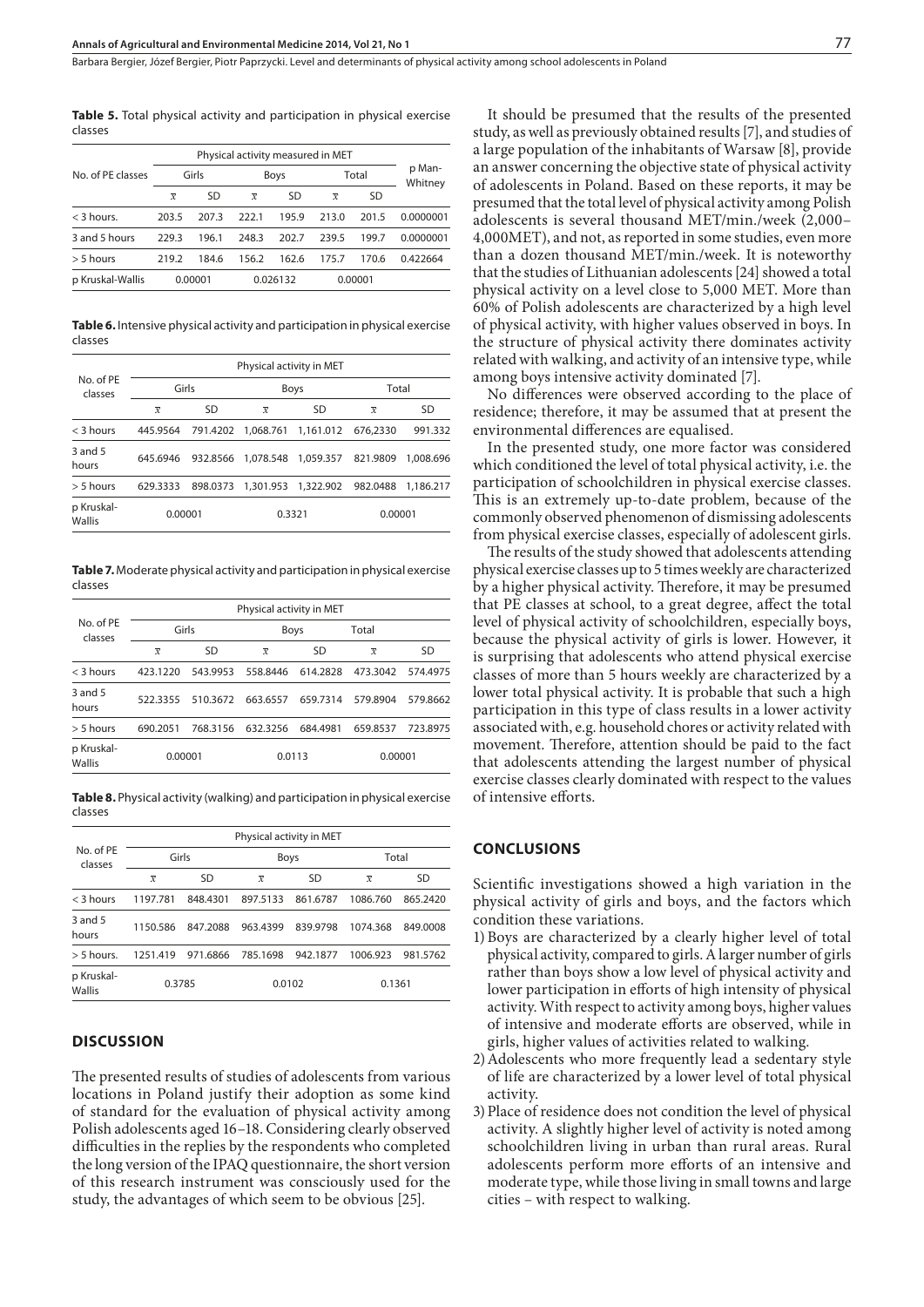**Table 5.** Total physical activity and participation in physical exercise classes

| No. of PE classes | Physical activity measured in MET | | | | | | p Man-Whitney |
|---|---|---|---|---|---|---|---|
| | Girls | | Boys | | Total | | |
| | $\overline{x}$ | SD | $\overline{x}$ | SD | $\overline{x}$ | SD | |
| < 3 hours. | 203.5 | 207.3 | 222.1 | 195.9 | 213.0 | 201.5 | 0.0000001 |
| 3 and 5 hours | 229.3 | 196.1 | 248.3 | 202.7 | 239.5 | 199.7 | 0.0000001 |
| > 5 hours | 219.2 | 184.6 | 156.2 | 162.6 | 175.7 | 170.6 | 0.422664 |
| p Kruskal-Wallis | 0.00001 | | 0.026132 | | 0.00001 | | |

**Table 6.** Intensive physical activity and participation in physical exercise classes

| No. of PE classes | Physical activity in MET | | | | | |
|---|---|---|---|---|---|---|
| | Girls | | Boys | | Total | |
| | $\overline{x}$ | SD | $\overline{x}$ | SD | $\overline{x}$ | SD |
| < 3 hours | 445.9564 | 791.4202 | 1,068.761 | 1,161.012 | 676,2330 | 991.332 |
| 3 and 5 hours | 645.6946 | 932.8566 | 1,078.548 | 1,059.357 | 821.9809 | 1,008.696 |
| > 5 hours | 629.3333 | 898.0373 | 1,301.953 | 1,322.902 | 982.0488 | 1,186.217 |
| p Kruskal-Wallis | 0.00001 | | 0.3321 | | 0.00001 | |

**Table 7.** Moderate physical activity and participation in physical exercise classes

| No. of PE classes | Physical activity in MET | | | | | |
|---|---|---|---|---|---|---|
| | Girls | | Boys | | Total | |
| | $\overline{x}$ | SD | $\overline{x}$ | SD | $\overline{x}$ | SD |
| < 3 hours | 423.1220 | 543.9953 | 558.8446 | 614.2828 | 473.3042 | 574.4975 |
| 3 and 5 hours | 522.3355 | 510.3672 | 663.6557 | 659.7314 | 579.8904 | 579.8662 |
| > 5 hours | 690.2051 | 768.3156 | 632.3256 | 684.4981 | 659.8537 | 723.8975 |
| p Kruskal-Wallis | 0.00001 | | 0.0113 | | 0.00001 | |

**Table 8.** Physical activity (walking) and participation in physical exercise classes

| No. of PE classes | Physical activity in MET | | | | | |
|---|---|---|---|---|---|---|
| | Girls | | Boys | | Total | |
| | $\overline{x}$ | SD | $\overline{x}$ | SD | $\overline{x}$ | SD |
| < 3 hours | 1197.781 | 848.4301 | 897.5133 | 861.6787 | 1086.760 | 865.2420 |
| 3 and 5 hours | 1150.586 | 847.2088 | 963.4399 | 839.9798 | 1074.368 | 849.0008 |
| > 5 hours. | 1251.419 | 971.6866 | 785.1698 | 942.1877 | 1006.923 | 981.5762 |
| p Kruskal-Wallis | 0.3785 | | 0.0102 | | 0.1361 | |

## DISCUSSION

The presented results of studies of adolescents from various locations in Poland justify their adoption as some kind of standard for the evaluation of physical activity among Polish adolescents aged 16–18. Considering clearly observed difficulties in the replies by the respondents who completed the long version of the IPAQ questionnaire, the short version of this research instrument was consciously used for the study, the advantages of which seem to be obvious [25].

It should be presumed that the results of the presented study, as well as previously obtained results [7], and studies of a large population of the inhabitants of Warsaw [8], provide an answer concerning the objective state of physical activity of adolescents in Poland. Based on these reports, it may be presumed that the total level of physical activity among Polish adolescents is several thousand MET/min./week (2,000–4,000MET), and not, as reported in some studies, even more than a dozen thousand MET/min./week. It is noteworthy that the studies of Lithuanian adolescents [24] showed a total physical activity on a level close to 5,000 MET. More than 60% of Polish adolescents are characterized by a high level of physical activity, with higher values observed in boys. In the structure of physical activity there dominates activity related with walking, and activity of an intensive type, while among boys intensive activity dominated [7].

No differences were observed according to the place of residence; therefore, it may be assumed that at present the environmental differences are equalised.

In the presented study, one more factor was considered which conditioned the level of total physical activity, i.e. the participation of schoolchildren in physical exercise classes. This is an extremely up-to-date problem, because of the commonly observed phenomenon of dismissing adolescents from physical exercise classes, especially of adolescent girls.

The results of the study showed that adolescents attending physical exercise classes up to 5 times weekly are characterized by a higher physical activity. Therefore, it may be presumed that PE classes at school, to a great degree, affect the total level of physical activity of schoolchildren, especially boys, because the physical activity of girls is lower. However, it is surprising that adolescents who attend physical exercise classes of more than 5 hours weekly are characterized by a lower total physical activity. It is probable that such a high participation in this type of class results in a lower activity associated with, e.g. household chores or activity related with movement. Therefore, attention should be paid to the fact that adolescents attending the largest number of physical exercise classes clearly dominated with respect to the values of intensive efforts.

## CONCLUSIONS

Scientific investigations showed a high variation in the physical activity of girls and boys, and the factors which condition these variations.

1) Boys are characterized by a clearly higher level of total physical activity, compared to girls. A larger number of girls rather than boys show a low level of physical activity and lower participation in efforts of high intensity of physical activity. With respect to activity among boys, higher values of intensive and moderate efforts are observed, while in girls, higher values of activities related to walking.
2) Adolescents who more frequently lead a sedentary style of life are characterized by a lower level of total physical activity.
3) Place of residence does not condition the level of physical activity. A slightly higher level of activity is noted among schoolchildren living in urban than rural areas. Rural adolescents perform more efforts of an intensive and moderate type, while those living in small towns and large cities – with respect to walking.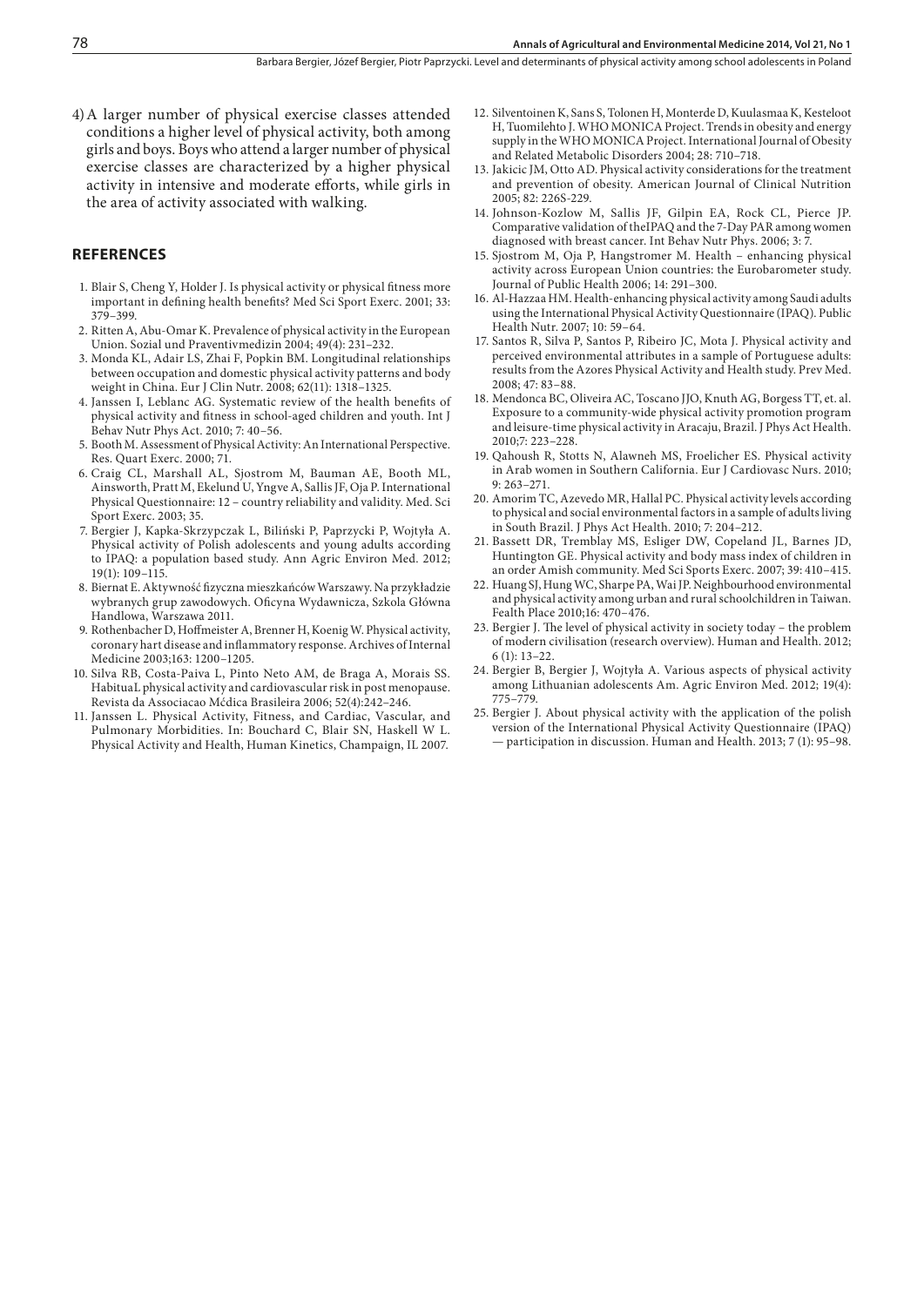4) A larger number of physical exercise classes attended conditions a higher level of physical activity, both among girls and boys. Boys who attend a larger number of physical exercise classes are characterized by a higher physical activity in intensive and moderate efforts, while girls in the area of activity associated with walking.

## REFERENCES

1. Blair S, Cheng Y, Holder J. Is physical activity or physical fitness more important in defining health benefits? Med Sci Sport Exerc. 2001; 33: 379–399.
2. Ritten A, Abu-Omar K. Prevalence of physical activity in the European Union. Sozial und Praventivmedizin 2004; 49(4): 231–232.
3. Monda KL, Adair LS, Zhai F, Popkin BM. Longitudinal relationships between occupation and domestic physical activity patterns and body weight in China. Eur J Clin Nutr. 2008; 62(11): 1318–1325.
4. Janssen I, Leblanc AG. Systematic review of the health benefits of physical activity and fitness in school-aged children and youth. Int J Behav Nutr Phys Act. 2010; 7: 40–56.
5. Booth M. Assessment of Physical Activity: An International Perspective. Res. Quart Exerc. 2000; 71.
6. Craig CL, Marshall AL, Sjostrom M, Bauman AE, Booth ML, Ainsworth, Pratt M, Ekelund U, Yngve A, Sallis JF, Oja P. International Physical Questionnaire: 12 – country reliability and validity. Med. Sci Sport Exerc. 2003; 35.
7. Bergier J, Kapka-Skrzypczak L, Biliński P, Paprzycki P, Wojtyła A. Physical activity of Polish adolescents and young adults according to IPAQ: a population based study. Ann Agric Environ Med. 2012; 19(1): 109–115.
8. Biernat E. Aktywność fizyczna mieszkańców Warszawy. Na przykładzie wybranych grup zawodowych. Oficyna Wydawnicza, Szkola Główna Handlowa, Warszawa 2011.
9. Rothenbacher D, Hoffmeister A, Brenner H, Koenig W. Physical activity, coronary hart disease and inflammatory response. Archives of Internal Medicine 2003;163: 1200–1205.
10. Silva RB, Costa-Paiva L, Pinto Neto AM, de Braga A, Morais SS. HabituaL physical activity and cardiovascular risk in post menopause. Revista da Associacao Médica Brasileira 2006; 52(4):242–246.
11. Janssen L. Physical Activity, Fitness, and Cardiac, Vascular, and Pulmonary Morbidities. In: Bouchard C, Blair SN, Haskell W L. Physical Activity and Health, Human Kinetics, Champaign, IL 2007.
12. Silventoinen K, Sans S, Tolonen H, Monterde D, Kuulasmaa K, Kesteloot H, Tuomilehto J. WHO MONICA Project. Trends in obesity and energy supply in the WHO MONICA Project. International Journal of Obesity and Related Metabolic Disorders 2004; 28: 710–718.
13. Jakicic JM, Otto AD. Physical activity considerations for the treatment and prevention of obesity. American Journal of Clinical Nutrition 2005; 82: 226S-229.
14. Johnson-Kozlow M, Sallis JF, Gilpin EA, Rock CL, Pierce JP. Comparative validation of theIPAQ and the 7-Day PAR among women diagnosed with breast cancer. Int Behav Nutr Phys. 2006; 3: 7.
15. Sjostrom M, Oja P, Hangstromer M. Health – enhancing physical activity across European Union countries: the Eurobarometer study. Journal of Public Health 2006; 14: 291–300.
16. Al-Hazzaa HM. Health-enhancing physical activity among Saudi adults using the International Physical Activity Questionnaire (IPAQ). Public Health Nutr. 2007; 10: 59–64.
17. Santos R, Silva P, Santos P, Ribeiro JC, Mota J. Physical activity and perceived environmental attributes in a sample of Portuguese adults: results from the Azores Physical Activity and Health study. Prev Med. 2008; 47: 83–88.
18. Mendonca BC, Oliveira AC, Toscano JJO, Knuth AG, Borgess TT, et. al. Exposure to a community-wide physical activity promotion program and leisure-time physical activity in Aracaju, Brazil. J Phys Act Health. 2010;7: 223–228.
19. Qahoush R, Stotts N, Alawneh MS, Froelicher ES. Physical activity in Arab women in Southern California. Eur J Cardiovasc Nurs. 2010; 9: 263–271.
20. Amorim TC, Azevedo MR, Hallal PC. Physical activity levels according to physical and social environmental factors in a sample of adults living in South Brazil. J Phys Act Health. 2010; 7: 204–212.
21. Bassett DR, Tremblay MS, Esliger DW, Copeland JL, Barnes JD, Huntington GE. Physical activity and body mass index of children in an order Amish community. Med Sci Sports Exerc. 2007; 39: 410–415.
22. Huang SJ, Hung WC, Sharpe PA, Wai JP. Neighbourhood environmental and physical activity among urban and rural schoolchildren in Taiwan. Fealth Place 2010;16: 470–476.
23. Bergier J. The level of physical activity in society today – the problem of modern civilisation (research overview). Human and Health. 2012; 6 (1): 13–22.
24. Bergier B, Bergier J, Wojtyła A. Various aspects of physical activity among Lithuanian adolescents Am. Agric Environ Med. 2012; 19(4): 775–779.
25. Bergier J. About physical activity with the application of the polish version of the International Physical Activity Questionnaire (IPAQ) — participation in discussion. Human and Health. 2013; 7 (1): 95–98.